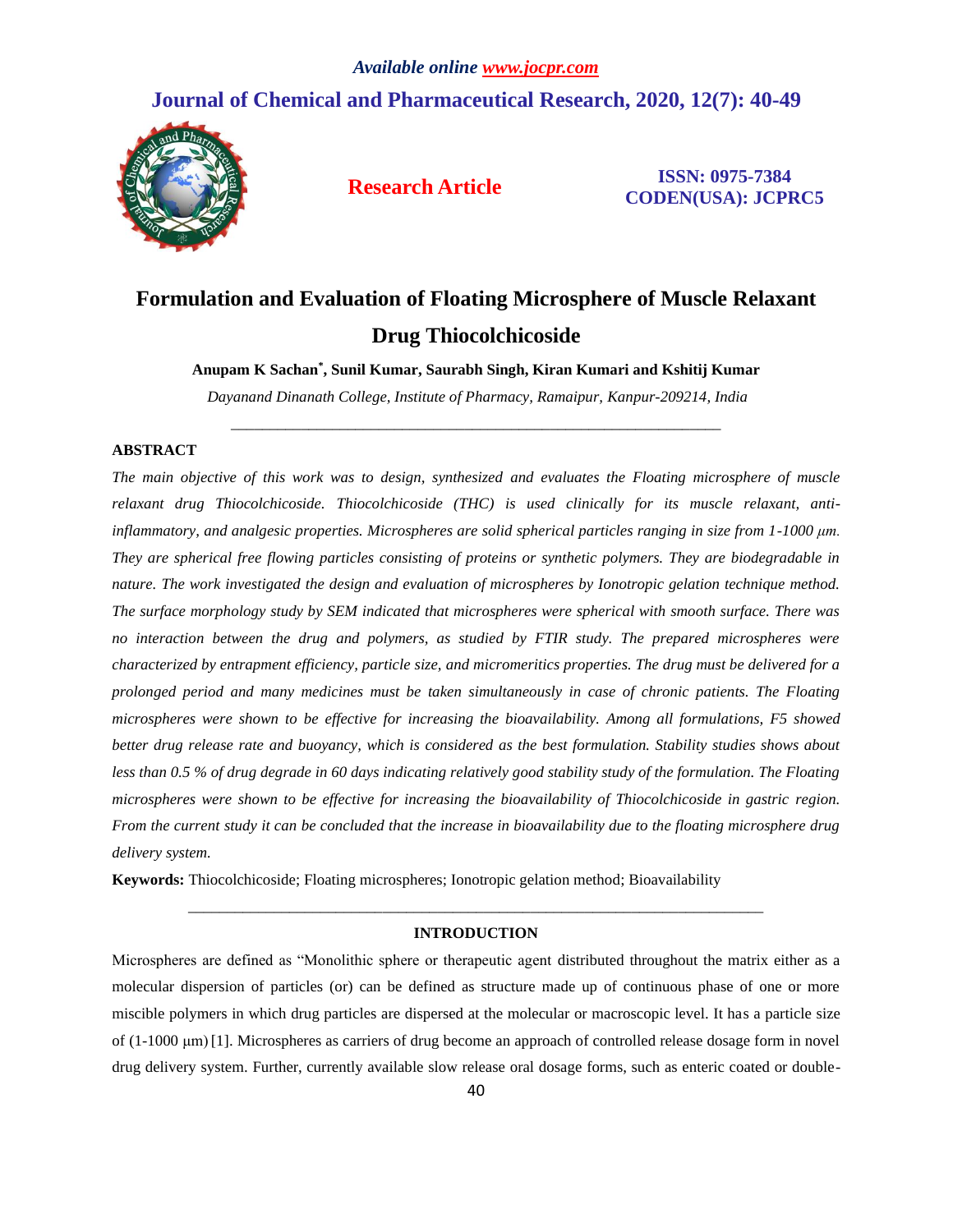# Formulation and Evaluation of Floating Microsphere of Muscle Relaxant Drug Thiocolchicoside

**Anupam K Sachan*, Sunil Kumar, Saurabh Singh, Kiran Kumari and Kshitij Kumar**

*Dayanand Dinanath College, Institute of Pharmacy, Ramaipur, Kanpur-209214, India*

---

## ABSTRACT

*The main objective of this work was to design, synthesized and evaluates the Floating microsphere of muscle relaxant drug Thiocolchicoside. Thiocolchicoside (THC) is used clinically for its muscle relaxant, anti-inflammatory, and analgesic properties. Microspheres are solid spherical particles ranging in size from 1-1000 μm. They are spherical free flowing particles consisting of proteins or synthetic polymers. They are biodegradable in nature. The work investigated the design and evaluation of microspheres by Ionotropic gelation technique method. The surface morphology study by SEM indicated that microspheres were spherical with smooth surface. There was no interaction between the drug and polymers, as studied by FTIR study. The prepared microspheres were characterized by entrapment efficiency, particle size, and micromeritics properties. The drug must be delivered for a prolonged period and many medicines must be taken simultaneously in case of chronic patients. The Floating microspheres were shown to be effective for increasing the bioavailability. Among all formulations, F5 showed better drug release rate and buoyancy, which is considered as the best formulation. Stability studies shows about less than 0.5 % of drug degrade in 60 days indicating relatively good stability study of the formulation. The Floating microspheres were shown to be effective for increasing the bioavailability of Thiocolchicoside in gastric region. From the current study it can be concluded that the increase in bioavailability due to the floating microsphere drug delivery system.*

**Keywords:** Thiocolchicoside; Floating microspheres; Ionotropic gelation method; Bioavailability

---

## INTRODUCTION

Microspheres are defined as "Monolithic sphere or therapeutic agent distributed throughout the matrix either as a molecular dispersion of particles (or) can be defined as structure made up of continuous phase of one or more miscible polymers in which drug particles are dispersed at the molecular or macroscopic level. It has a particle size of (1-1000 μm) [1]. Microspheres as carriers of drug become an approach of controlled release dosage form in novel drug delivery system. Further, currently available slow release oral dosage forms, such as enteric coated or double-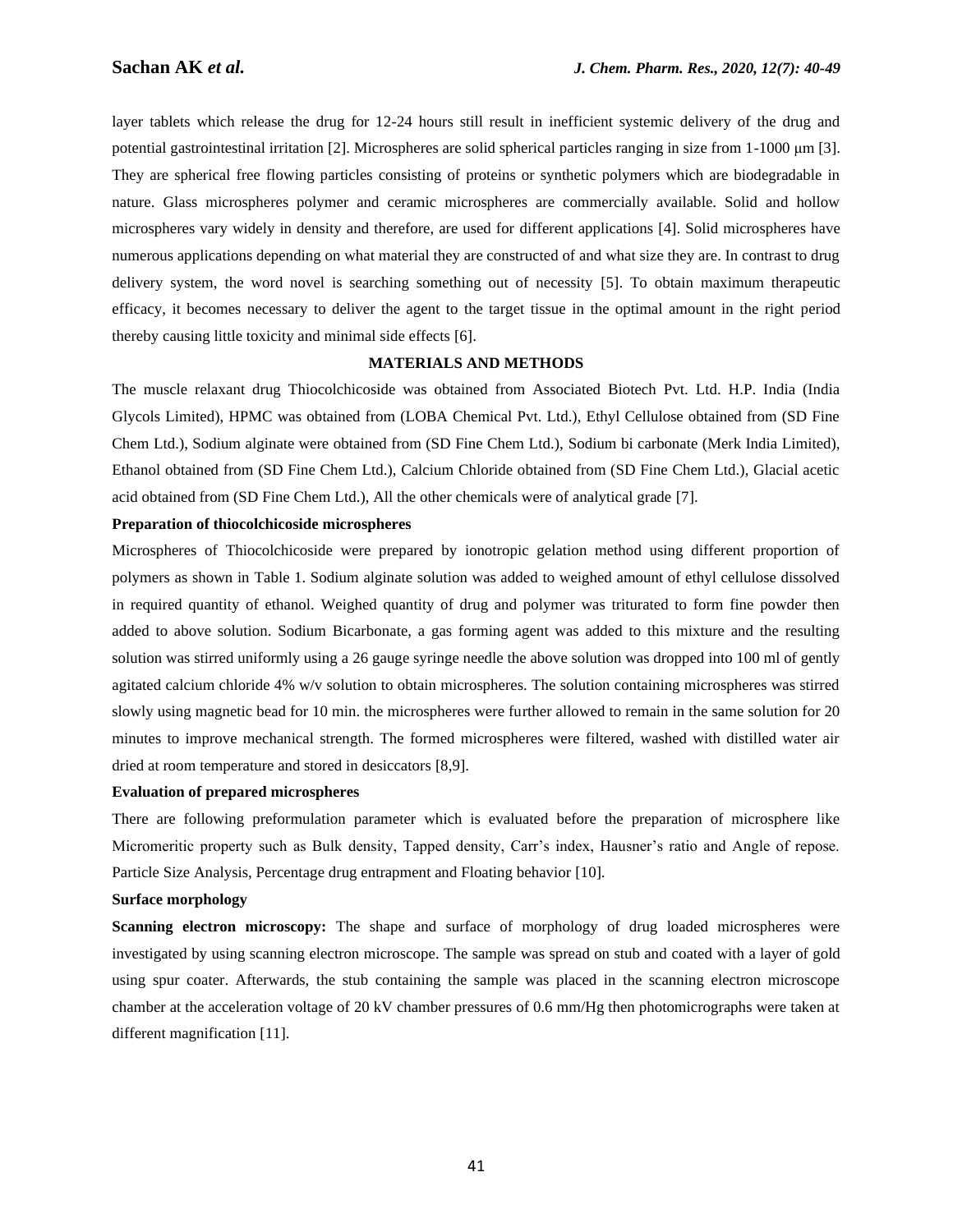layer tablets which release the drug for 12-24 hours still result in inefficient systemic delivery of the drug and potential gastrointestinal irritation [2]. Microspheres are solid spherical particles ranging in size from 1-1000 μm [3]. They are spherical free flowing particles consisting of proteins or synthetic polymers which are biodegradable in nature. Glass microspheres polymer and ceramic microspheres are commercially available. Solid and hollow microspheres vary widely in density and therefore, are used for different applications [4]. Solid microspheres have numerous applications depending on what material they are constructed of and what size they are. In contrast to drug delivery system, the word novel is searching something out of necessity [5]. To obtain maximum therapeutic efficacy, it becomes necessary to deliver the agent to the target tissue in the optimal amount in the right period thereby causing little toxicity and minimal side effects [6].

## MATERIALS AND METHODS

The muscle relaxant drug Thiocolchicoside was obtained from Associated Biotech Pvt. Ltd. H.P. India (India Glycols Limited), HPMC was obtained from (LOBA Chemical Pvt. Ltd.), Ethyl Cellulose obtained from (SD Fine Chem Ltd.), Sodium alginate were obtained from (SD Fine Chem Ltd.), Sodium bi carbonate (Merk India Limited), Ethanol obtained from (SD Fine Chem Ltd.), Calcium Chloride obtained from (SD Fine Chem Ltd.), Glacial acetic acid obtained from (SD Fine Chem Ltd.), All the other chemicals were of analytical grade [7].

### Preparation of thiocolchicoside microspheres

Microspheres of Thiocolchicoside were prepared by ionotropic gelation method using different proportion of polymers as shown in Table 1. Sodium alginate solution was added to weighed amount of ethyl cellulose dissolved in required quantity of ethanol. Weighed quantity of drug and polymer was triturated to form fine powder then added to above solution. Sodium Bicarbonate, a gas forming agent was added to this mixture and the resulting solution was stirred uniformly using a 26 gauge syringe needle the above solution was dropped into 100 ml of gently agitated calcium chloride 4% w/v solution to obtain microspheres. The solution containing microspheres was stirred slowly using magnetic bead for 10 min. the microspheres were further allowed to remain in the same solution for 20 minutes to improve mechanical strength. The formed microspheres were filtered, washed with distilled water air dried at room temperature and stored in desiccators [8,9].

### Evaluation of prepared microspheres

There are following preformulation parameter which is evaluated before the preparation of microsphere like Micromeritic property such as Bulk density, Tapped density, Carr's index, Hausner's ratio and Angle of repose. Particle Size Analysis, Percentage drug entrapment and Floating behavior [10].

### Surface morphology

**Scanning electron microscopy:** The shape and surface of morphology of drug loaded microspheres were investigated by using scanning electron microscope. The sample was spread on stub and coated with a layer of gold using spur coater. Afterwards, the stub containing the sample was placed in the scanning electron microscope chamber at the acceleration voltage of 20 kV chamber pressures of 0.6 mm/Hg then photomicrographs were taken at different magnification [11].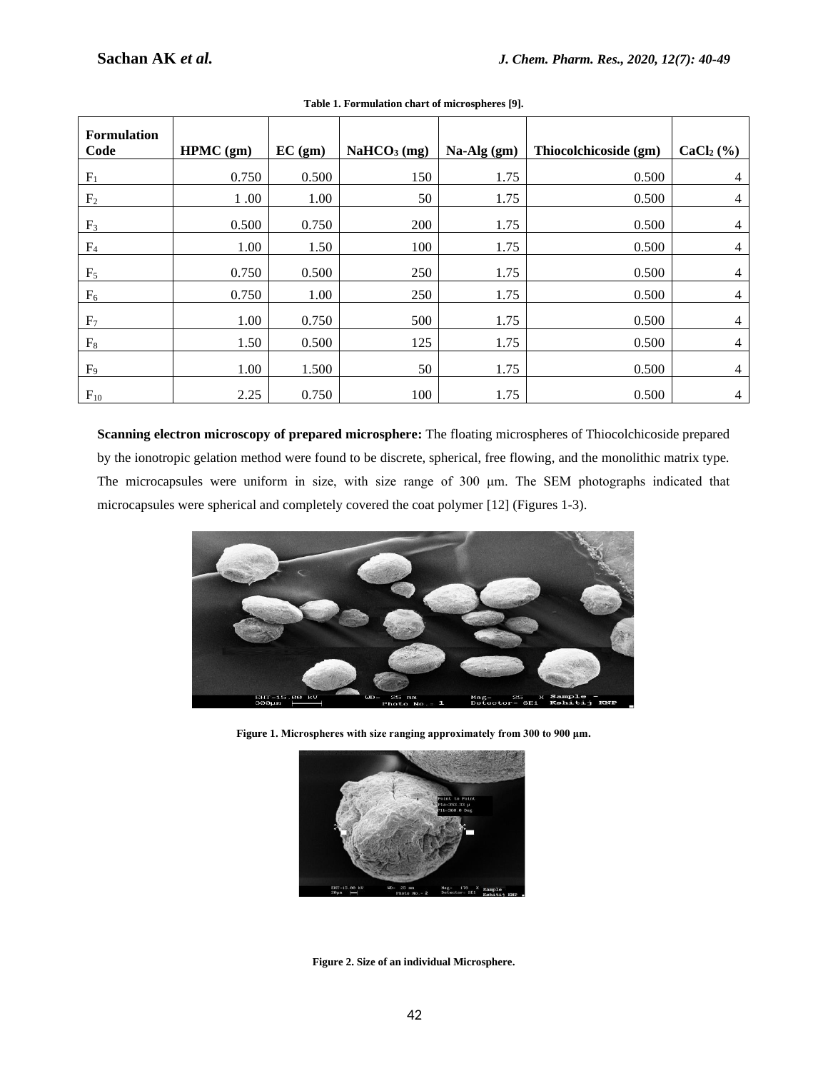**Table 1. Formulation chart of microspheres [9].**

| Formulation Code | HPMC (gm) | EC (gm) | $NaHCO_3$ (mg) | Na-Alg (gm) | Thiocolchicoside (gm) | $CaCl_2$ (%) |
|---|---|---|---|---|---|---|
| $F_1$ | 0.750 | 0.500 | 150 | 1.75 | 0.500 | 4 |
| $F_2$ | 1 .00 | 1.00 | 50 | 1.75 | 0.500 | 4 |
| $F_3$ | 0.500 | 0.750 | 200 | 1.75 | 0.500 | 4 |
| $F_4$ | 1.00 | 1.50 | 100 | 1.75 | 0.500 | 4 |
| $F_5$ | 0.750 | 0.500 | 250 | 1.75 | 0.500 | 4 |
| $F_6$ | 0.750 | 1.00 | 250 | 1.75 | 0.500 | 4 |
| $F_7$ | 1.00 | 0.750 | 500 | 1.75 | 0.500 | 4 |
| $F_8$ | 1.50 | 0.500 | 125 | 1.75 | 0.500 | 4 |
| $F_9$ | 1.00 | 1.500 | 50 | 1.75 | 0.500 | 4 |
| $F_{10}$ | 2.25 | 0.750 | 100 | 1.75 | 0.500 | 4 |

**Scanning electron microscopy of prepared microsphere:** The floating microspheres of Thiocolchicoside prepared by the ionotropic gelation method were found to be discrete, spherical, free flowing, and the monolithic matrix type. The microcapsules were uniform in size, with size range of 300 μm. The SEM photographs indicated that microcapsules were spherical and completely covered the coat polymer [12] (Figures 1-3).

**Figure 1. Microspheres with size ranging approximately from 300 to 900 µm.**

**Figure 2. Size of an individual Microsphere.**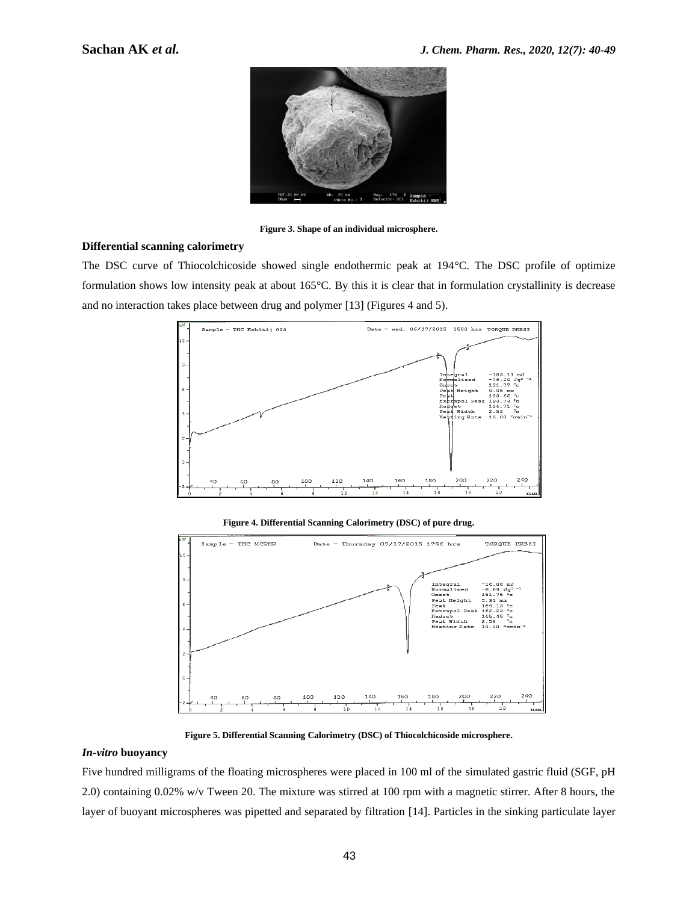Figure 3. Shape of an individual microsphere.

### Differential scanning calorimetry

The DSC curve of Thiocolchicoside showed single endothermic peak at 194°C. The DSC profile of optimize formulation shows low intensity peak at about 165°C. By this it is clear that in formulation crystallinity is decrease and no interaction takes place between drug and polymer [13] (Figures 4 and 5).

Figure 4. Differential Scanning Calorimetry (DSC) of pure drug.

Figure 5. Differential Scanning Calorimetry (DSC) of Thiocolchicoside microsphere.

### *In-vitro* buoyancy

Five hundred milligrams of the floating microspheres were placed in 100 ml of the simulated gastric fluid (SGF, pH 2.0) containing 0.02% w/v Tween 20. The mixture was stirred at 100 rpm with a magnetic stirrer. After 8 hours, the layer of buoyant microspheres was pipetted and separated by filtration [14]. Particles in the sinking particulate layer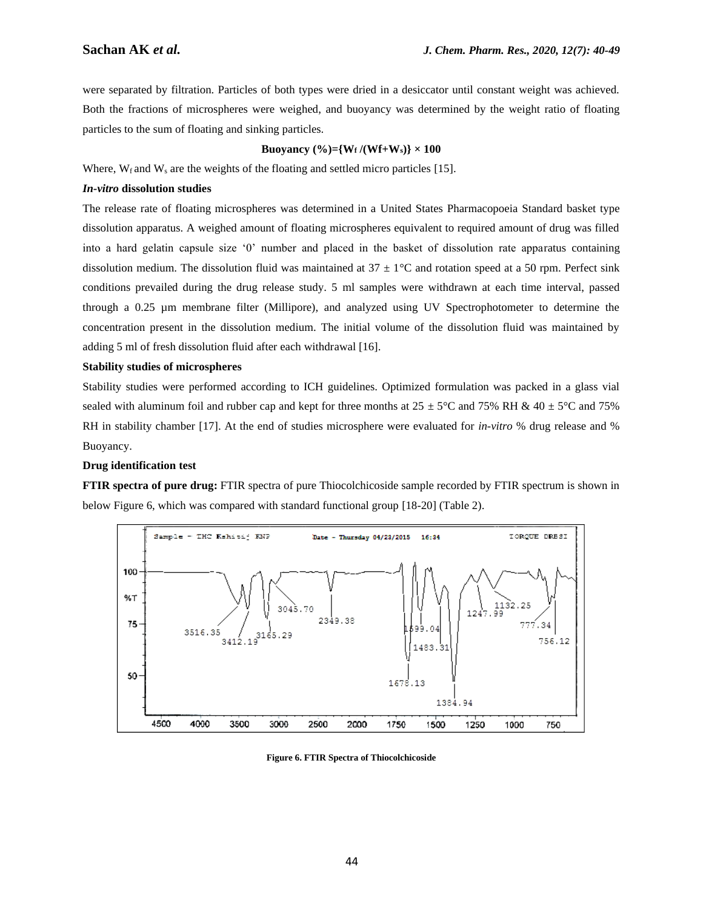were separated by filtration. Particles of both types were dried in a desiccator until constant weight was achieved. Both the fractions of microspheres were weighed, and buoyancy was determined by the weight ratio of floating particles to the sum of floating and sinking particles.

$$\textbf{Buoyancy (\%)} = \{W_f / (W_f + W_s)\} \times 100$$

Where, $W_f$ and $W_s$ are the weights of the floating and settled micro particles [15].

**_In-vitro_ dissolution studies**

The release rate of floating microspheres was determined in a United States Pharmacopoeia Standard basket type dissolution apparatus. A weighed amount of floating microspheres equivalent to required amount of drug was filled into a hard gelatin capsule size '0' number and placed in the basket of dissolution rate apparatus containing dissolution medium. The dissolution fluid was maintained at 37 ± 1°C and rotation speed at a 50 rpm. Perfect sink conditions prevailed during the drug release study. 5 ml samples were withdrawn at each time interval, passed through a 0.25 µm membrane filter (Millipore), and analyzed using UV Spectrophotometer to determine the concentration present in the dissolution medium. The initial volume of the dissolution fluid was maintained by adding 5 ml of fresh dissolution fluid after each withdrawal [16].

**Stability studies of microspheres**

Stability studies were performed according to ICH guidelines. Optimized formulation was packed in a glass vial sealed with aluminum foil and rubber cap and kept for three months at 25 ± 5°C and 75% RH & 40 ± 5°C and 75% RH in stability chamber [17]. At the end of studies microsphere were evaluated for *in-vitro* % drug release and % Buoyancy.

**Drug identification test**

**FTIR spectra of pure drug:** FTIR spectra of pure Thiocolchicoside sample recorded by FTIR spectrum is shown in below Figure 6, which was compared with standard functional group [18-20] (Table 2).

**Figure 6. FTIR Spectra of Thiocolchicoside**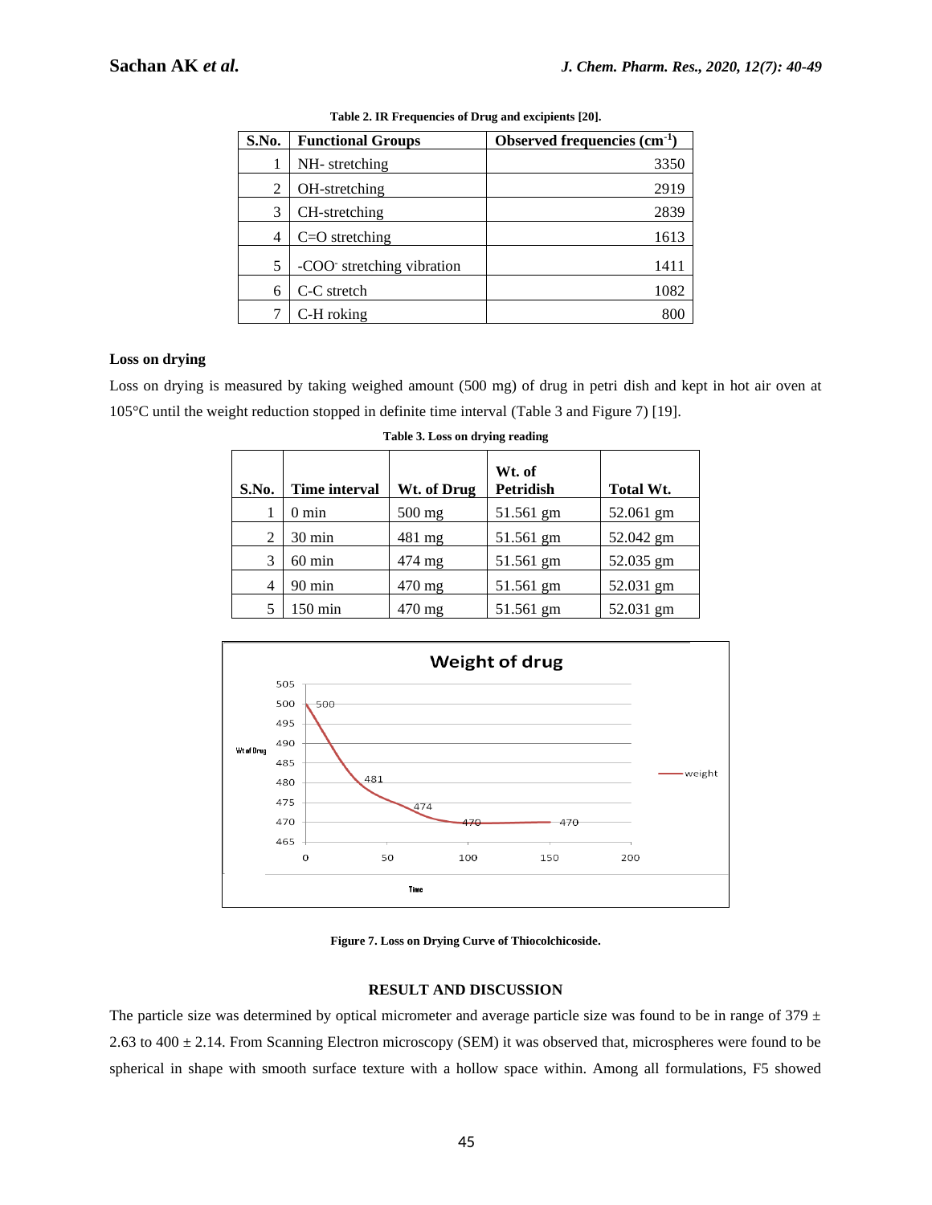**Table 2. IR Frequencies of Drug and excipients [20].**

| S.No. | Functional Groups | Observed frequencies ($cm^{-1}$) |
|---|---|---|
| 1 | NH- stretching | 3350 |
| 2 | OH-stretching | 2919 |
| 3 | CH-stretching | 2839 |
| 4 | C=O stretching | 1613 |
| 5 | -$COO^-$ stretching vibration | 1411 |
| 6 | C-C stretch | 1082 |
| 7 | C-H roking | 800 |

### Loss on drying

Loss on drying is measured by taking weighed amount (500 mg) of drug in petri dish and kept in hot air oven at 105°C until the weight reduction stopped in definite time interval (Table 3 and Figure 7) [19].

**Table 3. Loss on drying reading**

| S.No. | Time interval | Wt. of Drug | Wt. of Petridish | Total Wt. |
|---|---|---|---|---|
| 1 | 0 min | 500 mg | 51.561 gm | 52.061 gm |
| 2 | 30 min | 481 mg | 51.561 gm | 52.042 gm |
| 3 | 60 min | 474 mg | 51.561 gm | 52.035 gm |
| 4 | 90 min | 470 mg | 51.561 gm | 52.031 gm |
| 5 | 150 min | 470 mg | 51.561 gm | 52.031 gm |

**Figure 7. Loss on Drying Curve of Thiocolchicoside.**

## RESULT AND DISCUSSION

The particle size was determined by optical micrometer and average particle size was found to be in range of 379 ± 2.63 to 400 ± 2.14. From Scanning Electron microscopy (SEM) it was observed that, microspheres were found to be spherical in shape with smooth surface texture with a hollow space within. Among all formulations, F5 showed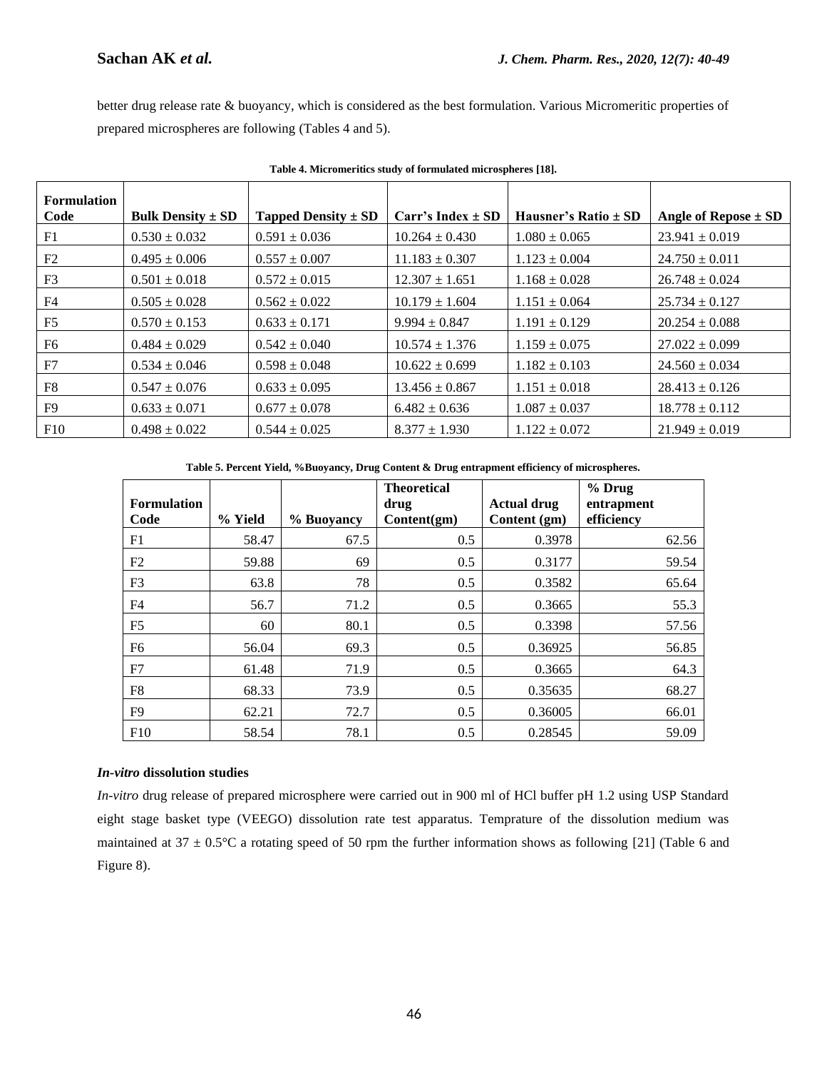better drug release rate & buoyancy, which is considered as the best formulation. Various Micromeritic properties of prepared microspheres are following (Tables 4 and 5).

**Table 4. Micromeritics study of formulated microspheres [18].**

| Formulation Code | Bulk Density ± SD | Tapped Density ± SD | Carr's Index ± SD | Hausner's Ratio ± SD | Angle of Repose ± SD |
|---|---|---|---|---|---|
| F1 | 0.530 ± 0.032 | 0.591 ± 0.036 | 10.264 ± 0.430 | 1.080 ± 0.065 | 23.941 ± 0.019 |
| F2 | 0.495 ± 0.006 | 0.557 ± 0.007 | 11.183 ± 0.307 | 1.123 ± 0.004 | 24.750 ± 0.011 |
| F3 | 0.501 ± 0.018 | 0.572 ± 0.015 | 12.307 ± 1.651 | 1.168 ± 0.028 | 26.748 ± 0.024 |
| F4 | 0.505 ± 0.028 | 0.562 ± 0.022 | 10.179 ± 1.604 | 1.151 ± 0.064 | 25.734 ± 0.127 |
| F5 | 0.570 ± 0.153 | 0.633 ± 0.171 | 9.994 ± 0.847 | 1.191 ± 0.129 | 20.254 ± 0.088 |
| F6 | 0.484 ± 0.029 | 0.542 ± 0.040 | 10.574 ± 1.376 | 1.159 ± 0.075 | 27.022 ± 0.099 |
| F7 | 0.534 ± 0.046 | 0.598 ± 0.048 | 10.622 ± 0.699 | 1.182 ± 0.103 | 24.560 ± 0.034 |
| F8 | 0.547 ± 0.076 | 0.633 ± 0.095 | 13.456 ± 0.867 | 1.151 ± 0.018 | 28.413 ± 0.126 |
| F9 | 0.633 ± 0.071 | 0.677 ± 0.078 | 6.482 ± 0.636 | 1.087 ± 0.037 | 18.778 ± 0.112 |
| F10 | 0.498 ± 0.022 | 0.544 ± 0.025 | 8.377 ± 1.930 | 1.122 ± 0.072 | 21.949 ± 0.019 |

**Table 5. Percent Yield, %Buoyancy, Drug Content & Drug entrapment efficiency of microspheres.**

| Formulation Code | % Yield | % Buoyancy | Theoretical drug Content(gm) | Actual drug Content (gm) | % Drug entrapment efficiency |
|---|---|---|---|---|---|
| F1 | 58.47 | 67.5 | 0.5 | 0.3978 | 62.56 |
| F2 | 59.88 | 69 | 0.5 | 0.3177 | 59.54 |
| F3 | 63.8 | 78 | 0.5 | 0.3582 | 65.64 |
| F4 | 56.7 | 71.2 | 0.5 | 0.3665 | 55.3 |
| F5 | 60 | 80.1 | 0.5 | 0.3398 | 57.56 |
| F6 | 56.04 | 69.3 | 0.5 | 0.36925 | 56.85 |
| F7 | 61.48 | 71.9 | 0.5 | 0.3665 | 64.3 |
| F8 | 68.33 | 73.9 | 0.5 | 0.35635 | 68.27 |
| F9 | 62.21 | 72.7 | 0.5 | 0.36005 | 66.01 |
| F10 | 58.54 | 78.1 | 0.5 | 0.28545 | 59.09 |

### *In-vitro* dissolution studies

*In-vitro* drug release of prepared microsphere were carried out in 900 ml of HCl buffer pH 1.2 using USP Standard eight stage basket type (VEEGO) dissolution rate test apparatus. Temprature of the dissolution medium was maintained at 37 ± 0.5°C a rotating speed of 50 rpm the further information shows as following [21] (Table 6 and Figure 8).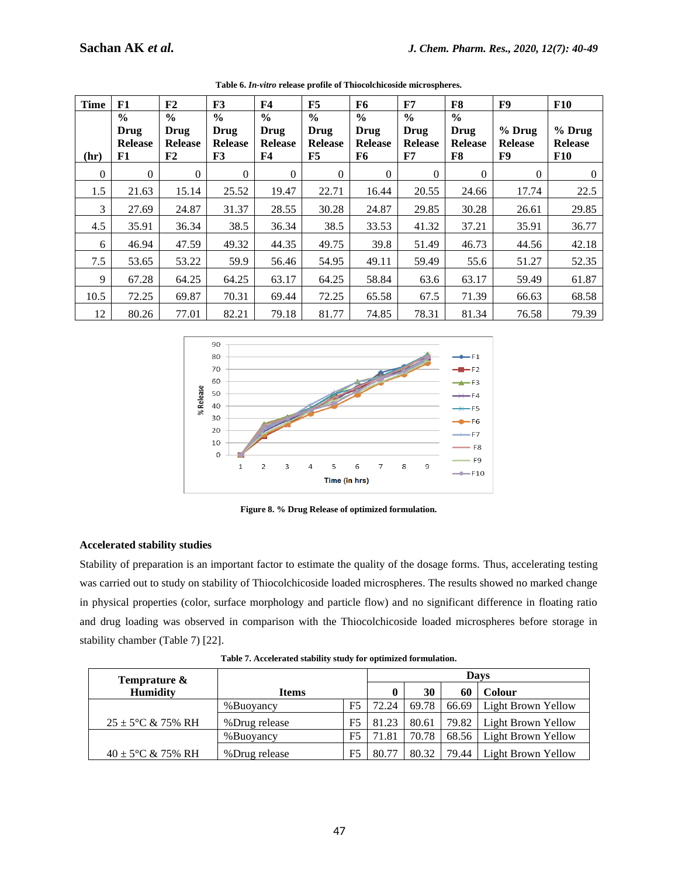**Table 6.** ***In-vitro*** **release profile of Thiocolchicoside microspheres.**

| Time (hr) | F1 % Drug Release F1 | F2 % Drug Release F2 | F3 % Drug Release F3 | F4 % Drug Release F4 | F5 % Drug Release F5 | F6 % Drug Release F6 | F7 % Drug Release F7 | F8 % Drug Release F8 | F9 % Drug Release F9 | F10 % Drug Release F10 |
|---|---|---|---|---|---|---|---|---|---|---|
| 0 | 0 | 0 | 0 | 0 | 0 | 0 | 0 | 0 | 0 | 0 |
| 1.5 | 21.63 | 15.14 | 25.52 | 19.47 | 22.71 | 16.44 | 20.55 | 24.66 | 17.74 | 22.5 |
| 3 | 27.69 | 24.87 | 31.37 | 28.55 | 30.28 | 24.87 | 29.85 | 30.28 | 26.61 | 29.85 |
| 4.5 | 35.91 | 36.34 | 38.5 | 36.34 | 38.5 | 33.53 | 41.32 | 37.21 | 35.91 | 36.77 |
| 6 | 46.94 | 47.59 | 49.32 | 44.35 | 49.75 | 39.8 | 51.49 | 46.73 | 44.56 | 42.18 |
| 7.5 | 53.65 | 53.22 | 59.9 | 56.46 | 54.95 | 49.11 | 59.49 | 55.6 | 51.27 | 52.35 |
| 9 | 67.28 | 64.25 | 64.25 | 63.17 | 64.25 | 58.84 | 63.6 | 63.17 | 59.49 | 61.87 |
| 10.5 | 72.25 | 69.87 | 70.31 | 69.44 | 72.25 | 65.58 | 67.5 | 71.39 | 66.63 | 68.58 |
| 12 | 80.26 | 77.01 | 82.21 | 79.18 | 81.77 | 74.85 | 78.31 | 81.34 | 76.58 | 79.39 |

**Figure 8. % Drug Release of optimized formulation.**

### Accelerated stability studies

Stability of preparation is an important factor to estimate the quality of the dosage forms. Thus, accelerating testing was carried out to study on stability of Thiocolchicoside loaded microspheres. The results showed no marked change in physical properties (color, surface morphology and particle flow) and no significant difference in floating ratio and drug loading was observed in comparison with the Thiocolchicoside loaded microspheres before storage in stability chamber (Table 7) [22].

**Table 7. Accelerated stability study for optimized formulation.**

| Temprature & Humidity | Items | | Days | | | |
|---|---|---|---|---|---|---|
| | | | 0 | 30 | 60 | Colour |
| 25 ± 5°C & 75% RH | %Buoyancy | F5 | 72.24 | 69.78 | 66.69 | Light Brown Yellow |
| | %Drug release | F5 | 81.23 | 80.61 | 79.82 | Light Brown Yellow |
| 40 ± 5°C & 75% RH | %Buoyancy | F5 | 71.81 | 70.78 | 68.56 | Light Brown Yellow |
| | %Drug release | F5 | 80.77 | 80.32 | 79.44 | Light Brown Yellow |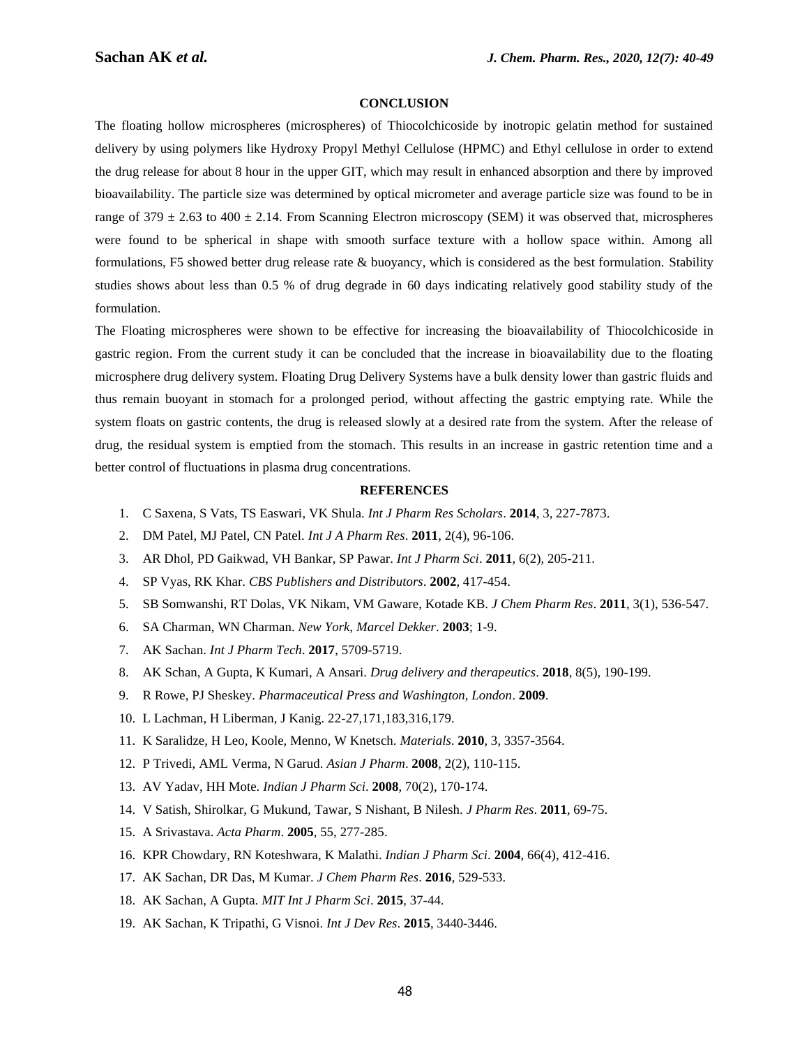## CONCLUSION

The floating hollow microspheres (microspheres) of Thiocolchicoside by inotropic gelatin method for sustained delivery by using polymers like Hydroxy Propyl Methyl Cellulose (HPMC) and Ethyl cellulose in order to extend the drug release for about 8 hour in the upper GIT, which may result in enhanced absorption and there by improved bioavailability. The particle size was determined by optical micrometer and average particle size was found to be in range of 379 ± 2.63 to 400 ± 2.14. From Scanning Electron microscopy (SEM) it was observed that, microspheres were found to be spherical in shape with smooth surface texture with a hollow space within. Among all formulations, F5 showed better drug release rate & buoyancy, which is considered as the best formulation. Stability studies shows about less than 0.5 % of drug degrade in 60 days indicating relatively good stability study of the formulation.

The Floating microspheres were shown to be effective for increasing the bioavailability of Thiocolchicoside in gastric region. From the current study it can be concluded that the increase in bioavailability due to the floating microsphere drug delivery system. Floating Drug Delivery Systems have a bulk density lower than gastric fluids and thus remain buoyant in stomach for a prolonged period, without affecting the gastric emptying rate. While the system floats on gastric contents, the drug is released slowly at a desired rate from the system. After the release of drug, the residual system is emptied from the stomach. This results in an increase in gastric retention time and a better control of fluctuations in plasma drug concentrations.

## REFERENCES

1. C Saxena, S Vats, TS Easwari, VK Shula. *Int J Pharm Res Scholars*. **2014**, 3, 227-7873.
2. DM Patel, MJ Patel, CN Patel. *Int J A Pharm Res*. **2011**, 2(4), 96-106.
3. AR Dhol, PD Gaikwad, VH Bankar, SP Pawar. *Int J Pharm Sci*. **2011**, 6(2), 205-211.
4. SP Vyas, RK Khar. *CBS Publishers and Distributors*. **2002**, 417-454.
5. SB Somwanshi, RT Dolas, VK Nikam, VM Gaware, Kotade KB. *J Chem Pharm Res*. **2011**, 3(1), 536-547.
6. SA Charman, WN Charman. *New York, Marcel Dekker*. **2003**; 1-9.
7. AK Sachan. *Int J Pharm Tech*. **2017**, 5709-5719.
8. AK Schan, A Gupta, K Kumari, A Ansari. *Drug delivery and therapeutics*. **2018**, 8(5), 190-199.
9. R Rowe, PJ Sheskey. *Pharmaceutical Press and Washington, London*. **2009**.
10. L Lachman, H Liberman, J Kanig. 22-27,171,183,316,179.
11. K Saralidze, H Leo, Koole, Menno, W Knetsch. *Materials*. **2010**, 3, 3357-3564.
12. P Trivedi, AML Verma, N Garud. *Asian J Pharm*. **2008**, 2(2), 110-115.
13. AV Yadav, HH Mote. *Indian J Pharm Sci*. **2008**, 70(2), 170-174.
14. V Satish, Shirolkar, G Mukund, Tawar, S Nishant, B Nilesh. *J Pharm Res*. **2011**, 69-75.
15. A Srivastava. *Acta Pharm*. **2005**, 55, 277-285.
16. KPR Chowdary, RN Koteshwara, K Malathi. *Indian J Pharm Sci*. **2004**, 66(4), 412-416.
17. AK Sachan, DR Das, M Kumar. *J Chem Pharm Res*. **2016**, 529-533.
18. AK Sachan, A Gupta. *MIT Int J Pharm Sci*. **2015**, 37-44.
19. AK Sachan, K Tripathi, G Visnoi. *Int J Dev Res*. **2015**, 3440-3446.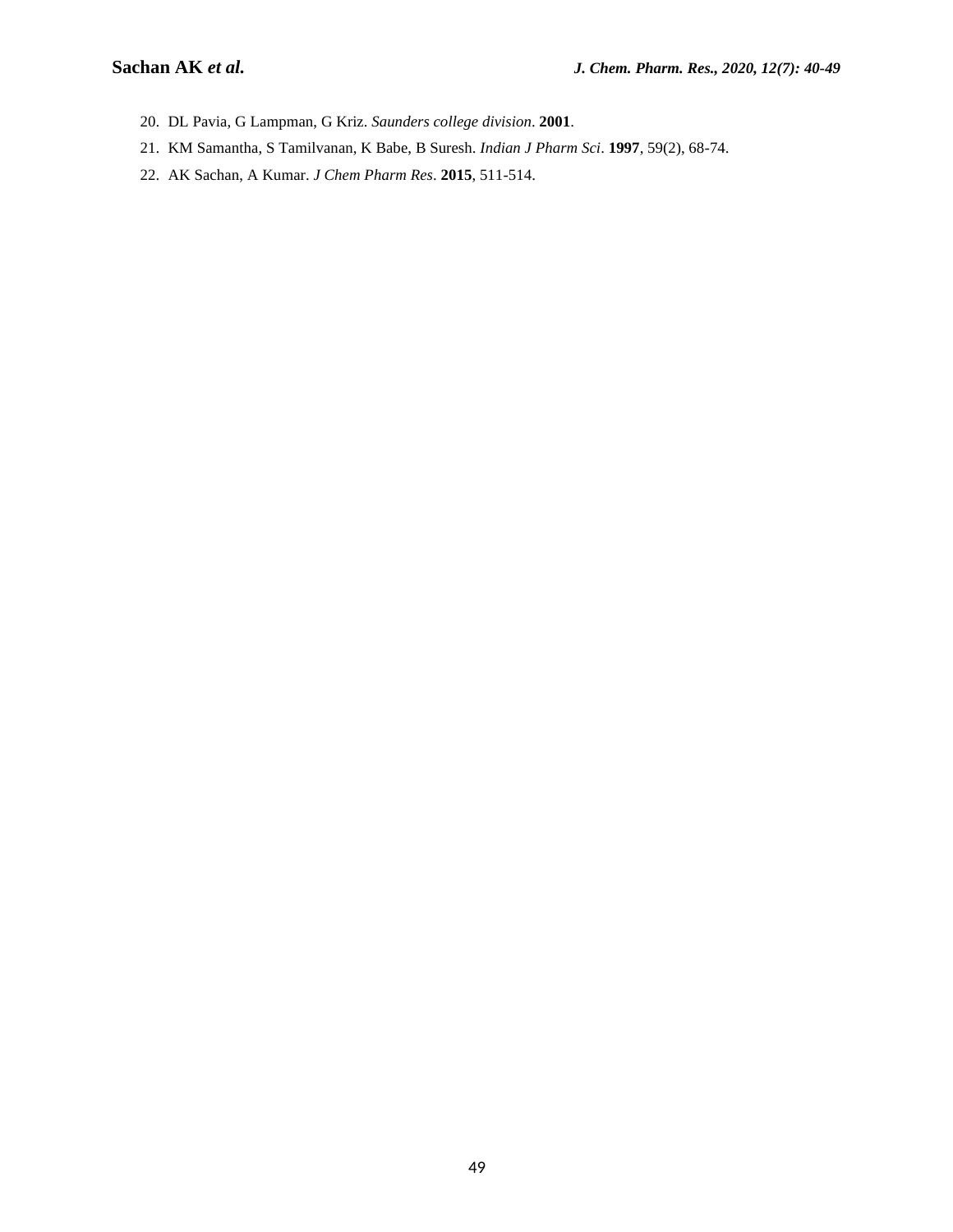20. DL Pavia, G Lampman, G Kriz. *Saunders college division*. **2001**.
21. KM Samantha, S Tamilvanan, K Babe, B Suresh. *Indian J Pharm Sci*. **1997**, 59(2), 68-74.
22. AK Sachan, A Kumar. *J Chem Pharm Res*. **2015**, 511-514.